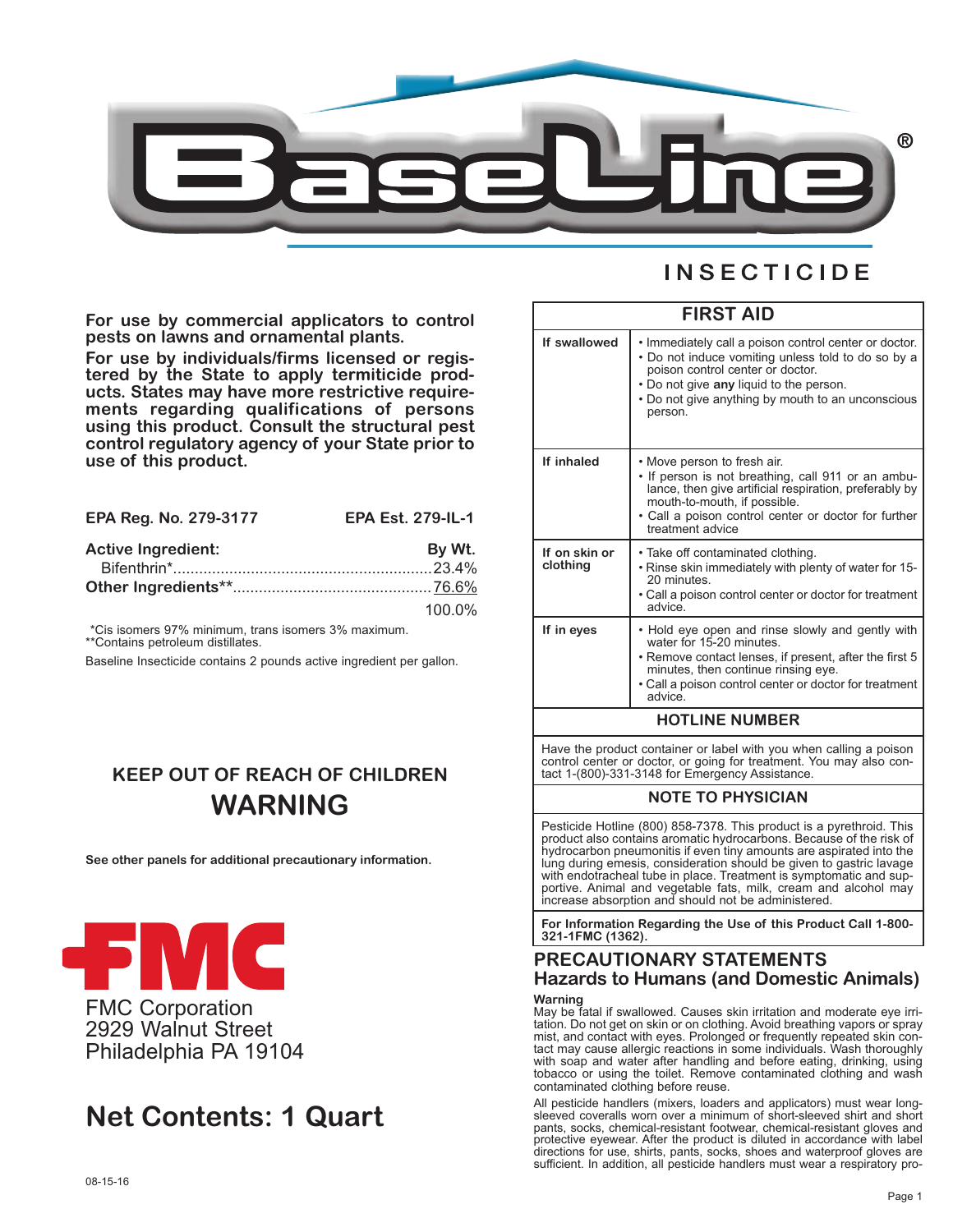# BaseLine®

## INSECTICIDE

**For use by commercial applicators to control pests on lawns and ornamental plants.**

**For use by individuals/firms licensed or registered by the State to apply termiticide products. States may have more restrictive requirements regarding qualifications of persons using this product. Consult the structural pest control regulatory agency of your State prior to use of this product.**

**EPA Reg. No. 279-3177** **EPA Est. 279-IL-1**

| **Active Ingredient:** | **By Wt.** |
|---|---|
| Bifenthrin* | 23.4% |
| **Other Ingredients**** | 76.6% |
| | 100.0% |

*Cis isomers 97% minimum, trans isomers 3% maximum.
**Contains petroleum distillates.

Baseline Insecticide contains 2 pounds active ingredient per gallon.

### KEEP OUT OF REACH OF CHILDREN

## WARNING

**See other panels for additional precautionary information.**

FMC

FMC Corporation
2929 Walnut Street
Philadelphia PA 19104

## Net Contents: 1 Quart

08-15-16

| FIRST AID | |
|---|---|
| **If swallowed** | • Immediately call a poison control center or doctor.<br>• Do not induce vomiting unless told to do so by a poison control center or doctor.<br>• Do not give **any** liquid to the person.<br>• Do not give anything by mouth to an unconscious person. |
| **If inhaled** | • Move person to fresh air.<br>• If person is not breathing, call 911 or an ambulance, then give artificial respiration, preferably by mouth-to-mouth, if possible.<br>• Call a poison control center or doctor for further treatment advice |
| **If on skin or clothing** | • Take off contaminated clothing.<br>• Rinse skin immediately with plenty of water for 15-20 minutes.<br>• Call a poison control center or doctor for treatment advice. |
| **If in eyes** | • Hold eye open and rinse slowly and gently with water for 15-20 minutes.<br>• Remove contact lenses, if present, after the first 5 minutes, then continue rinsing eye.<br>• Call a poison control center or doctor for treatment advice. |

**HOTLINE NUMBER**

Have the product container or label with you when calling a poison control center or doctor, or going for treatment. You may also contact 1-(800)-331-3148 for Emergency Assistance.

**NOTE TO PHYSICIAN**

Pesticide Hotline (800) 858-7378. This product is a pyrethroid. This product also contains aromatic hydrocarbons. Because of the risk of hydrocarbon pneumonitis if even tiny amounts are aspirated into the lung during emesis, consideration should be given to gastric lavage with endotracheal tube in place. Treatment is symptomatic and supportive. Animal and vegetable fats, milk, cream and alcohol may increase absorption and should not be administered.

**For Information Regarding the Use of this Product Call 1-800-321-1FMC (1362).**

## PRECAUTIONARY STATEMENTS

### Hazards to Humans (and Domestic Animals)

**Warning**

May be fatal if swallowed. Causes skin irritation and moderate eye irritation. Do not get on skin or on clothing. Avoid breathing vapors or spray mist, and contact with eyes. Prolonged or frequently repeated skin contact may cause allergic reactions in some individuals. Wash thoroughly with soap and water after handling and before eating, drinking, using tobacco or using the toilet. Remove contaminated clothing and wash contaminated clothing before reuse.

All pesticide handlers (mixers, loaders and applicators) must wear long-sleeved coveralls worn over a minimum of short-sleeved shirt and short pants, socks, chemical-resistant footwear, chemical-resistant gloves and protective eyewear. After the product is diluted in accordance with label directions for use, shirts, pants, socks, shoes and waterproof gloves are sufficient. In addition, all pesticide handlers must wear a respiratory pro-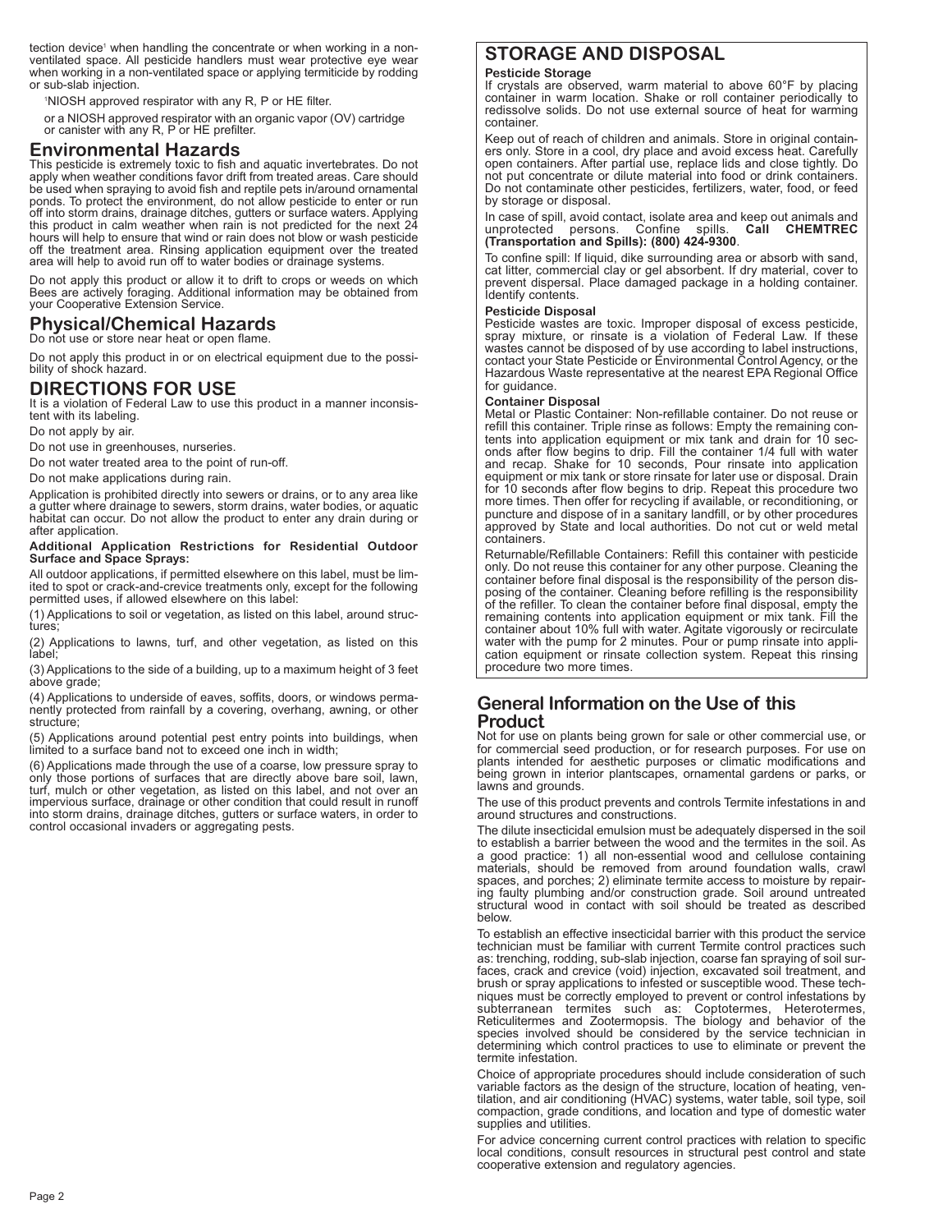tection device[1] when handling the concentrate or when working in a non-ventilated space. All pesticide handlers must wear protective eye wear when working in a non-ventilated space or applying termiticide by rodding or sub-slab injection.

[1]NIOSH approved respirator with any R, P or HE filter.

or a NIOSH approved respirator with an organic vapor (OV) cartridge or canister with any R, P or HE prefilter.

## Environmental Hazards

This pesticide is extremely toxic to fish and aquatic invertebrates. Do not apply when weather conditions favor drift from treated areas. Care should be used when spraying to avoid fish and reptile pets in/around ornamental ponds. To protect the environment, do not allow pesticide to enter or run off into storm drains, drainage ditches, gutters or surface waters. Applying this product in calm weather when rain is not predicted for the next 24 hours will help to ensure that wind or rain does not blow or wash pesticide off the treatment area. Rinsing application equipment over the treated area will help to avoid run off to water bodies or drainage systems.

Do not apply this product or allow it to drift to crops or weeds on which Bees are actively foraging. Additional information may be obtained from your Cooperative Extension Service.

## Physical/Chemical Hazards

Do not use or store near heat or open flame.

Do not apply this product in or on electrical equipment due to the possibility of shock hazard.

## DIRECTIONS FOR USE

It is a violation of Federal Law to use this product in a manner inconsistent with its labeling.

Do not apply by air.

Do not use in greenhouses, nurseries.

Do not water treated area to the point of run-off.

Do not make applications during rain.

Application is prohibited directly into sewers or drains, or to any area like a gutter where drainage to sewers, storm drains, water bodies, or aquatic habitat can occur. Do not allow the product to enter any drain during or after application.

**Additional Application Restrictions for Residential Outdoor Surface and Space Sprays:**

All outdoor applications, if permitted elsewhere on this label, must be limited to spot or crack-and-crevice treatments only, except for the following permitted uses, if allowed elsewhere on this label:

(1) Applications to soil or vegetation, as listed on this label, around structures;

(2) Applications to lawns, turf, and other vegetation, as listed on this label;

(3) Applications to the side of a building, up to a maximum height of 3 feet above grade;

(4) Applications to underside of eaves, soffits, doors, or windows permanently protected from rainfall by a covering, overhang, awning, or other structure;

(5) Applications around potential pest entry points into buildings, when limited to a surface band not to exceed one inch in width;

(6) Applications made through the use of a coarse, low pressure spray to only those portions of surfaces that are directly above bare soil, lawn, turf, mulch or other vegetation, as listed on this label, and not over an impervious surface, drainage or other condition that could result in runoff into storm drains, drainage ditches, gutters or surface waters, in order to control occasional invaders or aggregating pests.

## STORAGE AND DISPOSAL

**Pesticide Storage**

If crystals are observed, warm material to above 60°F by placing container in warm location. Shake or roll container periodically to redissolve solids. Do not use external source of heat for warming container.

Keep out of reach of children and animals. Store in original containers only. Store in a cool, dry place and avoid excess heat. Carefully open containers. After partial use, replace lids and close tightly. Do not put concentrate or dilute material into food or drink containers. Do not contaminate other pesticides, fertilizers, water, food, or feed by storage or disposal.

In case of spill, avoid contact, isolate area and keep out animals and unprotected persons. Confine spills. **Call CHEMTREC (Transportation and Spills): (800) 424-9300**.

To confine spill: If liquid, dike surrounding area or absorb with sand, cat litter, commercial clay or gel absorbent. If dry material, cover to prevent dispersal. Place damaged package in a holding container. Identify contents.

**Pesticide Disposal**

Pesticide wastes are toxic. Improper disposal of excess pesticide, spray mixture, or rinsate is a violation of Federal Law. If these wastes cannot be disposed of by use according to label instructions, contact your State Pesticide or Environmental Control Agency, or the Hazardous Waste representative at the nearest EPA Regional Office for guidance.

**Container Disposal**

Metal or Plastic Container: Non-refillable container. Do not reuse or refill this container. Triple rinse as follows: Empty the remaining contents into application equipment or mix tank and drain for 10 seconds after flow begins to drip. Fill the container 1/4 full with water and recap. Shake for 10 seconds, Pour rinsate into application equipment or mix tank or store rinsate for later use or disposal. Drain for 10 seconds after flow begins to drip. Repeat this procedure two more times. Then offer for recycling if available, or reconditioning, or puncture and dispose of in a sanitary landfill, or by other procedures approved by State and local authorities. Do not cut or weld metal containers.

Returnable/Refillable Containers: Refill this container with pesticide only. Do not reuse this container for any other purpose. Cleaning the container before final disposal is the responsibility of the person disposing of the container. Cleaning before refilling is the responsibility of the refiller. To clean the container before final disposal, empty the remaining contents into application equipment or mix tank. Fill the container about 10% full with water. Agitate vigorously or recirculate water with the pump for 2 minutes. Pour or pump rinsate into application equipment or rinsate collection system. Repeat this rinsing procedure two more times.

## General Information on the Use of this Product

Not for use on plants being grown for sale or other commercial use, or for commercial seed production, or for research purposes. For use on plants intended for aesthetic purposes or climatic modifications and being grown in interior plantscapes, ornamental gardens or parks, or lawns and grounds.

The use of this product prevents and controls Termite infestations in and around structures and constructions.

The dilute insecticidal emulsion must be adequately dispersed in the soil to establish a barrier between the wood and the termites in the soil. As a good practice: 1) all non-essential wood and cellulose containing materials, should be removed from around foundation walls, crawl spaces, and porches; 2) eliminate termite access to moisture by repairing faulty plumbing and/or construction grade. Soil around untreated structural wood in contact with soil should be treated as described below.

To establish an effective insecticidal barrier with this product the service technician must be familiar with current Termite control practices such as: trenching, rodding, sub-slab injection, coarse fan spraying of soil surfaces, crack and crevice (void) injection, excavated soil treatment, and brush or spray applications to infested or susceptible wood. These techniques must be correctly employed to prevent or control infestations by subterranean termites such as: Coptotermes, Heterotermes, Reticulitermes and Zootermopsis. The biology and behavior of the species involved should be considered by the service technician in determining which control practices to use to eliminate or prevent the termite infestation.

Choice of appropriate procedures should include consideration of such variable factors as the design of the structure, location of heating, ventilation, and air conditioning (HVAC) systems, water table, soil type, soil compaction, grade conditions, and location and type of domestic water supplies and utilities.

For advice concerning current control practices with relation to specific local conditions, consult resources in structural pest control and state cooperative extension and regulatory agencies.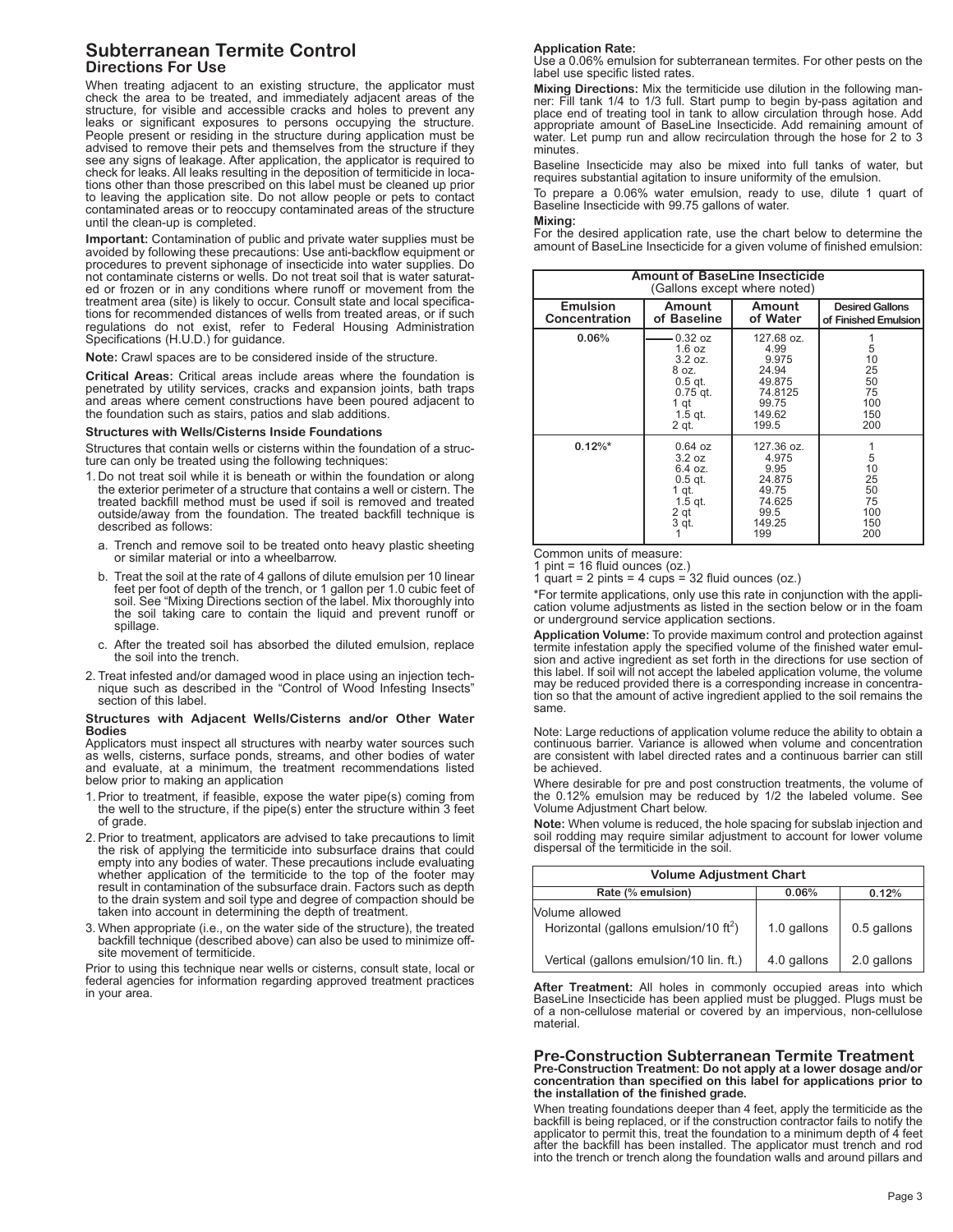## Subterranean Termite Control

### Directions For Use

When treating adjacent to an existing structure, the applicator must check the area to be treated, and immediately adjacent areas of the structure, for visible and accessible cracks and holes to prevent any leaks or significant exposures to persons occupying the structure. People present or residing in the structure during application must be advised to remove their pets and themselves from the structure if they see any signs of leakage. After application, the applicator is required to check for leaks. All leaks resulting in the deposition of termiticide in locations other than those prescribed on this label must be cleaned up prior to leaving the application site. Do not allow people or pets to contact contaminated areas or to reoccupy contaminated areas of the structure until the clean-up is completed.

**Important:** Contamination of public and private water supplies must be avoided by following these precautions: Use anti-backflow equipment or procedures to prevent siphonage of insecticide into water supplies. Do not contaminate cisterns or wells. Do not treat soil that is water saturated or frozen or in any conditions where runoff or movement from the treatment area (site) is likely to occur. Consult state and local specifications for recommended distances of wells from treated areas, or if such regulations do not exist, refer to Federal Housing Administration Specifications (H.U.D.) for guidance.

**Note:** Crawl spaces are to be considered inside of the structure.

**Critical Areas:** Critical areas include areas where the foundation is penetrated by utility services, cracks and expansion joints, bath traps and areas where cement constructions have been poured adjacent to the foundation such as stairs, patios and slab additions.

#### Structures with Wells/Cisterns Inside Foundations

Structures that contain wells or cisterns within the foundation of a structure can only be treated using the following techniques:

1. Do not treat soil while it is beneath or within the foundation or along the exterior perimeter of a structure that contains a well or cistern. The treated backfill method must be used if soil is removed and treated outside/away from the foundation. The treated backfill technique is described as follows:
   a. Trench and remove soil to be treated onto heavy plastic sheeting or similar material or into a wheelbarrow.
   b. Treat the soil at the rate of 4 gallons of dilute emulsion per 10 linear feet per foot of depth of the trench, or 1 gallon per 1.0 cubic feet of soil. See "Mixing Directions section of the label. Mix thoroughly into the soil taking care to contain the liquid and prevent runoff or spillage.
   c. After the treated soil has absorbed the diluted emulsion, replace the soil into the trench.
2. Treat infested and/or damaged wood in place using an injection technique such as described in the "Control of Wood Infesting Insects" section of this label.

#### Structures with Adjacent Wells/Cisterns and/or Other Water Bodies

Applicators must inspect all structures with nearby water sources such as wells, cisterns, surface ponds, streams, and other bodies of water and evaluate, at a minimum, the treatment recommendations listed below prior to making an application

1. Prior to treatment, if feasible, expose the water pipe(s) coming from the well to the structure, if the pipe(s) enter the structure within 3 feet of grade.
2. Prior to treatment, applicators are advised to take precautions to limit the risk of applying the termiticide into subsurface drains that could empty into any bodies of water. These precautions include evaluating whether application of the termiticide to the top of the footer may result in contamination of the subsurface drain. Factors such as depth to the drain system and soil type and degree of compaction should be taken into account in determining the depth of treatment.
3. When appropriate (i.e., on the water side of the structure), the treated backfill technique (described above) can also be used to minimize off-site movement of termiticide.

Prior to using this technique near wells or cisterns, consult state, local or federal agencies for information regarding approved treatment practices in your area.

**Application Rate:**
Use a 0.06% emulsion for subterranean termites. For other pests on the label use specific listed rates.

**Mixing Directions:** Mix the termiticide use dilution in the following manner: Fill tank 1/4 to 1/3 full. Start pump to begin by-pass agitation and place end of treating tool in tank to allow circulation through hose. Add appropriate amount of BaseLine Insecticide. Add remaining amount of water. Let pump run and allow recirculation through the hose for 2 to 3 minutes.

Baseline Insecticide may also be mixed into full tanks of water, but requires substantial agitation to insure uniformity of the emulsion.

To prepare a 0.06% water emulsion, ready to use, dilute 1 quart of Baseline Insecticide with 99.75 gallons of water.

**Mixing:**
For the desired application rate, use the chart below to determine the amount of BaseLine Insecticide for a given volume of finished emulsion:

| Amount of BaseLine Insecticide (Gallons except where noted) | | | |
|---|---|---|---|
| **Emulsion Concentration** | **Amount of Baseline** | **Amount of Water** | **Desired Gallons of Finished Emulsion** |
| 0.06% | 0.32 oz | 127.68 oz. | 1 |
| | 1.6 oz | 4.99 | 5 |
| | 3.2 oz. | 9.975 | 10 |
| | 8 oz. | 24.94 | 25 |
| | 0.5 qt. | 49.875 | 50 |
| | 0.75 qt. | 74.8125 | 75 |
| | 1 qt | 99.75 | 100 |
| | 1.5 qt. | 149.62 | 150 |
| | 2 qt. | 199.5 | 200 |
| 0.12%* | 0.64 oz | 127.36 oz. | 1 |
| | 3.2 oz | 4.975 | 5 |
| | 6.4 oz. | 9.95 | 10 |
| | 0.5 qt. | 24.875 | 25 |
| | 1 qt. | 49.75 | 50 |
| | 1.5 qt. | 74.625 | 75 |
| | 2 qt | 99.5 | 100 |
| | 3 qt. | 149.25 | 150 |
| | 1 | 199 | 200 |

Common units of measure:
1 pint = 16 fluid ounces (oz.)
1 quart = 2 pints = 4 cups = 32 fluid ounces (oz.)

*For termite applications, only use this rate in conjunction with the application volume adjustments as listed in the section below or in the foam or underground service application sections.

**Application Volume:** To provide maximum control and protection against termite infestation apply the specified volume of the finished water emulsion and active ingredient as set forth in the directions for use section of this label. If soil will not accept the labeled application volume, the volume may be reduced provided there is a corresponding increase in concentration so that the amount of active ingredient applied to the soil remains the same.

Note: Large reductions of application volume reduce the ability to obtain a continuous barrier. Variance is allowed when volume and concentration are consistent with label directed rates and a continuous barrier can still be achieved.

Where desirable for pre and post construction treatments, the volume of the 0.12% emulsion may be reduced by 1/2 the labeled volume. See Volume Adjustment Chart below.

**Note:** When volume is reduced, the hole spacing for subslab injection and soil rodding may require similar adjustment to account for lower volume dispersal of the termiticide in the soil.

| Volume Adjustment Chart | | |
|---|---|---|
| **Rate (% emulsion)** | **0.06%** | **0.12%** |
| Volume allowed | | |
| Horizontal (gallons emulsion/10 $ft^2$) | 1.0 gallons | 0.5 gallons |
| Vertical (gallons emulsion/10 lin. ft.) | 4.0 gallons | 2.0 gallons |

**After Treatment:** All holes in commonly occupied areas into which BaseLine Insecticide has been applied must be plugged. Plugs must be of a non-cellulose material or covered by an impervious, non-cellulose material.

## Pre-Construction Subterranean Termite Treatment

**Pre-Construction Treatment: Do not apply at a lower dosage and/or concentration than specified on this label for applications prior to the installation of the finished grade.**

When treating foundations deeper than 4 feet, apply the termiticide as the backfill is being replaced, or if the construction contractor fails to notify the applicator to permit this, treat the foundation to a minimum depth of 4 feet after the backfill has been installed. The applicator must trench and rod into the trench or trench along the foundation walls and around pillars and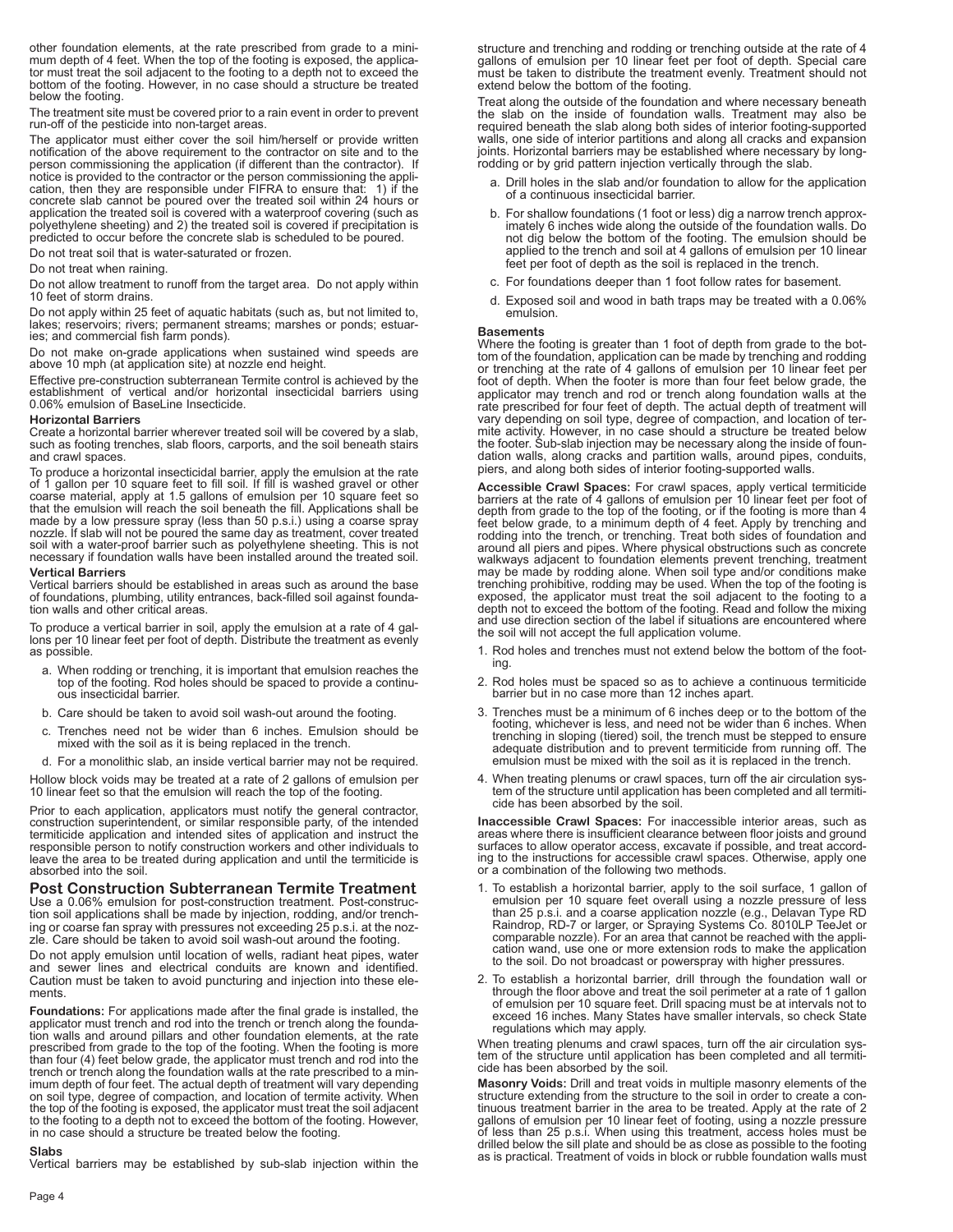other foundation elements, at the rate prescribed from grade to a minimum depth of 4 feet. When the top of the footing is exposed, the applicator must treat the soil adjacent to the footing to a depth not to exceed the bottom of the footing. However, in no case should a structure be treated below the footing.

The treatment site must be covered prior to a rain event in order to prevent run-off of the pesticide into non-target areas.

The applicator must either cover the soil him/herself or provide written notification of the above requirement to the contractor on site and to the person commissioning the application (if different than the contractor). If notice is provided to the contractor or the person commissioning the application, then they are responsible under FIFRA to ensure that: 1) if the concrete slab cannot be poured over the treated soil within 24 hours or application the treated soil is covered with a waterproof covering (such as polyethylene sheeting) and 2) the treated soil is covered if precipitation is predicted to occur before the concrete slab is scheduled to be poured.

Do not treat soil that is water-saturated or frozen.

Do not treat when raining.

Do not allow treatment to runoff from the target area. Do not apply within 10 feet of storm drains.

Do not apply within 25 feet of aquatic habitats (such as, but not limited to, lakes; reservoirs; rivers; permanent streams; marshes or ponds; estuaries; and commercial fish farm ponds).

Do not make on-grade applications when sustained wind speeds are above 10 mph (at application site) at nozzle end height.

Effective pre-construction subterranean Termite control is achieved by the establishment of vertical and/or horizontal insecticidal barriers using 0.06% emulsion of BaseLine Insecticide.

**Horizontal Barriers**

Create a horizontal barrier wherever treated soil will be covered by a slab, such as footing trenches, slab floors, carports, and the soil beneath stairs and crawl spaces.

To produce a horizontal insecticidal barrier, apply the emulsion at the rate of 1 gallon per 10 square feet to fill soil. If fill is washed gravel or other coarse material, apply at 1.5 gallons of emulsion per 10 square feet so that the emulsion will reach the soil beneath the fill. Applications shall be made by a low pressure spray (less than 50 p.s.i.) using a coarse spray nozzle. If slab will not be poured the same day as treatment, cover treated soil with a water-proof barrier such as polyethylene sheeting. This is not necessary if foundation walls have been installed around the treated soil.

**Vertical Barriers**

Vertical barriers should be established in areas such as around the base of foundations, plumbing, utility entrances, back-filled soil against foundation walls and other critical areas.

To produce a vertical barrier in soil, apply the emulsion at a rate of 4 gallons per 10 linear feet per foot of depth. Distribute the treatment as evenly as possible.

a. When rodding or trenching, it is important that emulsion reaches the top of the footing. Rod holes should be spaced to provide a continuous insecticidal barrier.

b. Care should be taken to avoid soil wash-out around the footing.

c. Trenches need not be wider than 6 inches. Emulsion should be mixed with the soil as it is being replaced in the trench.

d. For a monolithic slab, an inside vertical barrier may not be required.

Hollow block voids may be treated at a rate of 2 gallons of emulsion per 10 linear feet so that the emulsion will reach the top of the footing.

Prior to each application, applicators must notify the general contractor, construction superintendent, or similar responsible party, of the intended termiticide application and intended sites of application and instruct the responsible person to notify construction workers and other individuals to leave the area to be treated during application and until the termiticide is absorbed into the soil.

## Post Construction Subterranean Termite Treatment

Use a 0.06% emulsion for post-construction treatment. Post-construction soil applications shall be made by injection, rodding, and/or trenching or coarse fan spray with pressures not exceeding 25 p.s.i. at the nozzle. Care should be taken to avoid soil wash-out around the footing.

Do not apply emulsion until location of wells, radiant heat pipes, water and sewer lines and electrical conduits are known and identified. Caution must be taken to avoid puncturing and injection into these elements.

**Foundations:** For applications made after the final grade is installed, the applicator must trench and rod into the trench or trench along the foundation walls and around pillars and other foundation elements, at the rate prescribed from grade to the top of the footing. When the footing is more than four (4) feet below grade, the applicator must trench and rod into the trench or trench along the foundation walls at the rate prescribed to a minimum depth of four feet. The actual depth of treatment will vary depending on soil type, degree of compaction, and location of termite activity. When the top of the footing is exposed, the applicator must treat the soil adjacent to the footing to a depth not to exceed the bottom of the footing. However, in no case should a structure be treated below the footing.

**Slabs**

Vertical barriers may be established by sub-slab injection within the structure and trenching and rodding or trenching outside at the rate of 4 gallons of emulsion per 10 linear feet per foot of depth. Special care must be taken to distribute the treatment evenly. Treatment should not extend below the bottom of the footing.

Treat along the outside of the foundation and where necessary beneath the slab on the inside of foundation walls. Treatment may also be required beneath the slab along both sides of interior footing-supported walls, one side of interior partitions and along all cracks and expansion joints. Horizontal barriers may be established where necessary by long-rodding or by grid pattern injection vertically through the slab.

a. Drill holes in the slab and/or foundation to allow for the application of a continuous insecticidal barrier.

b. For shallow foundations (1 foot or less) dig a narrow trench approximately 6 inches wide along the outside of the foundation walls. Do not dig below the bottom of the footing. The emulsion should be applied to the trench and soil at 4 gallons of emulsion per 10 linear feet per foot of depth as the soil is replaced in the trench.

c. For foundations deeper than 1 foot follow rates for basement.

d. Exposed soil and wood in bath traps may be treated with a 0.06% emulsion.

**Basements**

Where the footing is greater than 1 foot of depth from grade to the bottom of the foundation, application can be made by trenching and rodding or trenching at the rate of 4 gallons of emulsion per 10 linear feet per foot of depth. When the footer is more than four feet below grade, the applicator may trench and rod or trench along foundation walls at the rate prescribed for four feet of depth. The actual depth of treatment will vary depending on soil type, degree of compaction, and location of termite activity. However, in no case should a structure be treated below the footer. Sub-slab injection may be necessary along the inside of foundation walls, along cracks and partition walls, around pipes, conduits, piers, and along both sides of interior footing-supported walls.

**Accessible Crawl Spaces:** For crawl spaces, apply vertical termiticide barriers at the rate of 4 gallons of emulsion per 10 linear feet per foot of depth from grade to the top of the footing, or if the footing is more than 4 feet below grade, to a minimum depth of 4 feet. Apply by trenching and rodding into the trench, or trenching. Treat both sides of foundation and around all piers and pipes. Where physical obstructions such as concrete walkways adjacent to foundation elements prevent trenching, treatment may be made by rodding alone. When soil type and/or conditions make trenching prohibitive, rodding may be used. When the top of the footing is exposed, the applicator must treat the soil adjacent to the footing to a depth not to exceed the bottom of the footing. Read and follow the mixing and use direction section of the label if situations are encountered where the soil will not accept the full application volume.

1. Rod holes and trenches must not extend below the bottom of the footing.

2. Rod holes must be spaced so as to achieve a continuous termiticide barrier but in no case more than 12 inches apart.

3. Trenches must be a minimum of 6 inches deep or to the bottom of the footing, whichever is less, and need not be wider than 6 inches. When trenching in sloping (tiered) soil, the trench must be stepped to ensure adequate distribution and to prevent termiticide from running off. The emulsion must be mixed with the soil as it is replaced in the trench.

4. When treating plenums or crawl spaces, turn off the air circulation system of the structure until application has been completed and all termiticide has been absorbed by the soil.

**Inaccessible Crawl Spaces:** For inaccessible interior areas, such as areas where there is insufficient clearance between floor joists and ground surfaces to allow operator access, excavate if possible, and treat according to the instructions for accessible crawl spaces. Otherwise, apply one or a combination of the following two methods.

1. To establish a horizontal barrier, apply to the soil surface, 1 gallon of emulsion per 10 square feet overall using a nozzle pressure of less than 25 p.s.i. and a coarse application nozzle (e.g., Delavan Type RD Raindrop, RD-7 or larger, or Spraying Systems Co. 8010LP TeeJet or comparable nozzle). For an area that cannot be reached with the application wand, use one or more extension rods to make the application to the soil. Do not broadcast or powerspray with higher pressures.

2. To establish a horizontal barrier, drill through the foundation wall or through the floor above and treat the soil perimeter at a rate of 1 gallon of emulsion per 10 square feet. Drill spacing must be at intervals not to exceed 16 inches. Many States have smaller intervals, so check State regulations which may apply.

When treating plenums and crawl spaces, turn off the air circulation system of the structure until application has been completed and all termiticide has been absorbed by the soil.

**Masonry Voids:** Drill and treat voids in multiple masonry elements of the structure extending from the structure to the soil in order to create a continuous treatment barrier in the area to be treated. Apply at the rate of 2 gallons of emulsion per 10 linear feet of footing, using a nozzle pressure of less than 25 p.s.i. When using this treatment, access holes must be drilled below the sill plate and should be as close as possible to the footing as is practical. Treatment of voids in block or rubble foundation walls must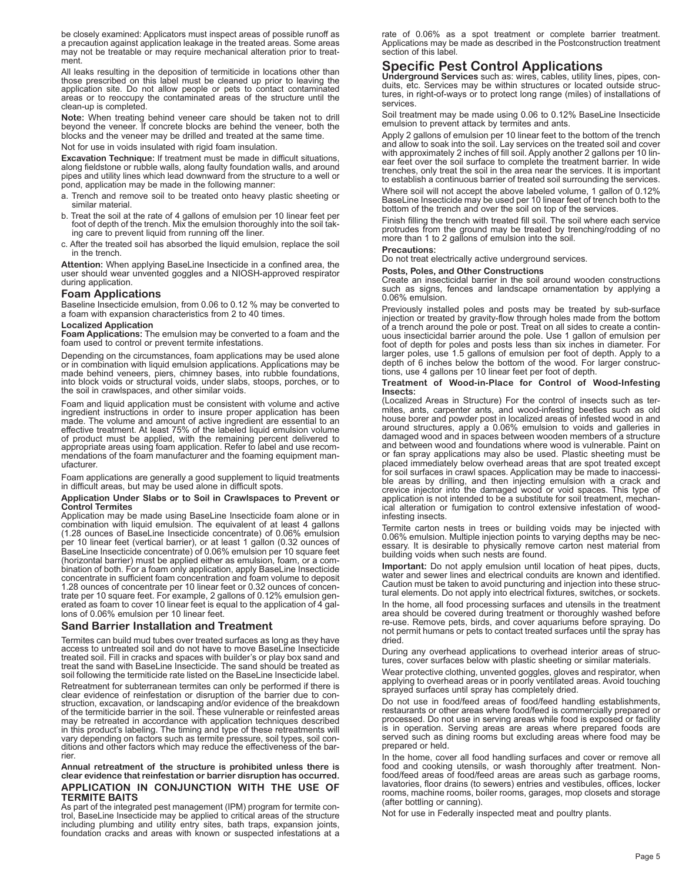be closely examined: Applicators must inspect areas of possible runoff as a precaution against application leakage in the treated areas. Some areas may not be treatable or may require mechanical alteration prior to treatment.

All leaks resulting in the deposition of termiticide in locations other than those prescribed on this label must be cleaned up prior to leaving the application site. Do not allow people or pets to contact contaminated areas or to reoccupy the contaminated areas of the structure until the clean-up is completed.

**Note:** When treating behind veneer care should be taken not to drill beyond the veneer. If concrete blocks are behind the veneer, both the blocks and the veneer may be drilled and treated at the same time.

Not for use in voids insulated with rigid foam insulation.

**Excavation Technique:** If treatment must be made in difficult situations, along fieldstone or rubble walls, along faulty foundation walls, and around pipes and utility lines which lead downward from the structure to a well or pond, application may be made in the following manner:

a. Trench and remove soil to be treated onto heavy plastic sheeting or similar material.
b. Treat the soil at the rate of 4 gallons of emulsion per 10 linear feet per foot of depth of the trench. Mix the emulsion thoroughly into the soil taking care to prevent liquid from running off the liner.
c. After the treated soil has absorbed the liquid emulsion, replace the soil in the trench.

**Attention:** When applying BaseLine Insecticide in a confined area, the user should wear unvented goggles and a NIOSH-approved respirator during application.

## Foam Applications

Baseline Insecticide emulsion, from 0.06 to 0.12 % may be converted to a foam with expansion characteristics from 2 to 40 times.

**Localized Application**

**Foam Applications:** The emulsion may be converted to a foam and the foam used to control or prevent termite infestations.

Depending on the circumstances, foam applications may be used alone or in combination with liquid emulsion applications. Applications may be made behind veneers, piers, chimney bases, into rubble foundations, into block voids or structural voids, under slabs, stoops, porches, or to the soil in crawlspaces, and other similar voids.

Foam and liquid application must be consistent with volume and active ingredient instructions in order to insure proper application has been made. The volume and amount of active ingredient are essential to an effective treatment. At least 75% of the labeled liquid emulsion volume of product must be applied, with the remaining percent delivered to appropriate areas using foam application. Refer to label and use recommendations of the foam manufacturer and the foaming equipment manufacturer.

Foam applications are generally a good supplement to liquid treatments in difficult areas, but may be used alone in difficult spots.

**Application Under Slabs or to Soil in Crawlspaces to Prevent or Control Termites**

Application may be made using BaseLine Insecticide foam alone or in combination with liquid emulsion. The equivalent of at least 4 gallons (1.28 ounces of BaseLine Insecticide concentrate) of 0.06% emulsion per 10 linear feet (vertical barrier), or at least 1 gallon (0.32 ounces of BaseLine Insecticide concentrate) of 0.06% emulsion per 10 square feet (horizontal barrier) must be applied either as emulsion, foam, or a combination of both. For a foam only application, apply BaseLine Insecticide concentrate in sufficient foam concentration and foam volume to deposit 1.28 ounces of concentrate per 10 linear feet or 0.32 ounces of concentrate per 10 square feet. For example, 2 gallons of 0.12% emulsion generated as foam to cover 10 linear feet is equal to the application of 4 gallons of 0.06% emulsion per 10 linear feet.

## Sand Barrier Installation and Treatment

Termites can build mud tubes over treated surfaces as long as they have access to untreated soil and do not have to move BaseLine Insecticide treated soil. Fill in cracks and spaces with builder's or play box sand and treat the sand with BaseLine Insecticide. The sand should be treated as soil following the termiticide rate listed on the BaseLine Insecticide label.

Retreatment for subterranean termites can only be performed if there is clear evidence of reinfestation or disruption of the barrier due to construction, excavation, or landscaping and/or evidence of the breakdown of the termiticide barrier in the soil. These vulnerable or reinfested areas may be retreated in accordance with application techniques described in this product's labeling. The timing and type of these retreatments will vary depending on factors such as termite pressure, soil types, soil conditions and other factors which may reduce the effectiveness of the barrier.

**Annual retreatment of the structure is prohibited unless there is clear evidence that reinfestation or barrier disruption has occurred.**

### APPLICATION IN CONJUNCTION WITH THE USE OF TERMITE BAITS

As part of the integrated pest management (IPM) program for termite control, BaseLine Insecticide may be applied to critical areas of the structure including plumbing and utility entry sites, bath traps, expansion joints, foundation cracks and areas with known or suspected infestations at a rate of 0.06% as a spot treatment or complete barrier treatment. Applications may be made as described in the Postconstruction treatment section of this label.

## Specific Pest Control Applications

**Underground Services** such as: wires, cables, utility lines, pipes, conduits, etc. Services may be within structures or located outside structures, in right-of-ways or to protect long range (miles) of installations of services.

Soil treatment may be made using 0.06 to 0.12% BaseLine Insecticide emulsion to prevent attack by termites and ants.

Apply 2 gallons of emulsion per 10 linear feet to the bottom of the trench and allow to soak into the soil. Lay services on the treated soil and cover with approximately 2 inches of fill soil. Apply another 2 gallons per 10 linear feet over the soil surface to complete the treatment barrier. In wide trenches, only treat the soil in the area near the services. It is important to establish a continuous barrier of treated soil surrounding the services.

Where soil will not accept the above labeled volume, 1 gallon of 0.12% BaseLine Insecticide may be used per 10 linear feet of trench both to the bottom of the trench and over the soil on top of the services.

Finish filling the trench with treated fill soil. The soil where each service protrudes from the ground may be treated by trenching/rodding of no more than 1 to 2 gallons of emulsion into the soil.

**Precautions:**

Do not treat electrically active underground services.

**Posts, Poles, and Other Constructions**

Create an insecticidal barrier in the soil around wooden constructions such as signs, fences and landscape ornamentation by applying a 0.06% emulsion.

Previously installed poles and posts may be treated by sub-surface injection or treated by gravity-flow through holes made from the bottom of a trench around the pole or post. Treat on all sides to create a continuous insecticidal barrier around the pole. Use 1 gallon of emulsion per foot of depth for poles and posts less than six inches in diameter. For larger poles, use 1.5 gallons of emulsion per foot of depth. Apply to a depth of 6 inches below the bottom of the wood. For larger constructions, use 4 gallons per 10 linear feet per foot of depth.

**Treatment of Wood-in-Place for Control of Wood-Infesting Insects:**

(Localized Areas in Structure) For the control of insects such as termites, ants, carpenter ants, and wood-infesting beetles such as old house borer and powder post in localized areas of infested wood in and around structures, apply a 0.06% emulsion to voids and galleries in damaged wood and in spaces between wooden members of a structure and between wood and foundations where wood is vulnerable. Paint on or fan spray applications may also be used. Plastic sheeting must be placed immediately below overhead areas that are spot treated except for soil surfaces in crawl spaces. Application may be made to inaccessible areas by drilling, and then injecting emulsion with a crack and crevice injector into the damaged wood or void spaces. This type of application is not intended to be a substitute for soil treatment, mechanical alteration or fumigation to control extensive infestation of wood-infesting insects.

Termite carton nests in trees or building voids may be injected with 0.06% emulsion. Multiple injection points to varying depths may be necessary. It is desirable to physically remove carton nest material from building voids when such nests are found.

**Important:** Do not apply emulsion until location of heat pipes, ducts, water and sewer lines and electrical conduits are known and identified. Caution must be taken to avoid puncturing and injection into these structural elements. Do not apply into electrical fixtures, switches, or sockets.

In the home, all food processing surfaces and utensils in the treatment area should be covered during treatment or thoroughly washed before re-use. Remove pets, birds, and cover aquariums before spraying. Do not permit humans or pets to contact treated surfaces until the spray has dried.

During any overhead applications to overhead interior areas of structures, cover surfaces below with plastic sheeting or similar materials.

Wear protective clothing, unvented goggles, gloves and respirator, when applying to overhead areas or in poorly ventilated areas. Avoid touching sprayed surfaces until spray has completely dried.

Do not use in food/feed areas of food/feed handling establishments, restaurants or other areas where food/feed is commercially prepared or processed. Do not use in serving areas while food is exposed or facility is in operation. Serving areas are areas where prepared foods are served such as dining rooms but excluding areas where food may be prepared or held.

In the home, cover all food handling surfaces and cover or remove all food and cooking utensils, or wash thoroughly after treatment. Non-food/feed areas of food/feed areas are areas such as garbage rooms, lavatories, floor drains (to sewers) entries and vestibules, offices, locker rooms, machine rooms, boiler rooms, garages, mop closets and storage (after bottling or canning).

Not for use in Federally inspected meat and poultry plants.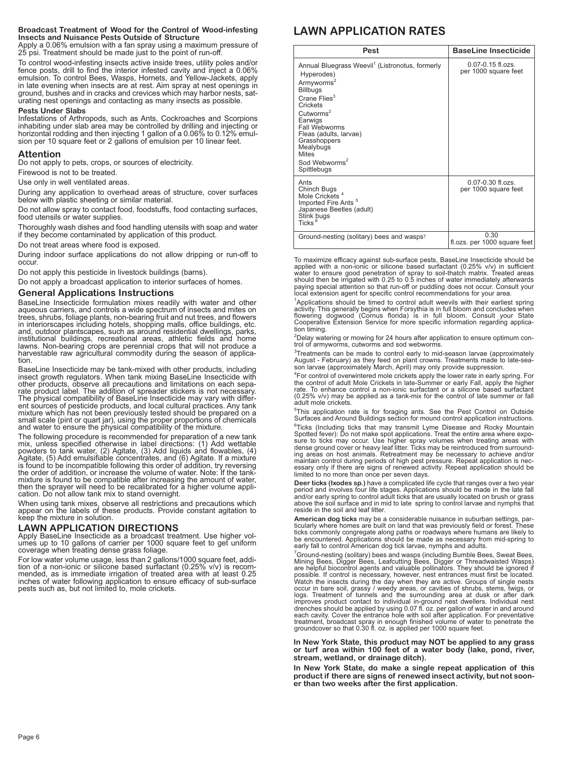**Broadcast Treatment of Wood for the Control of Wood-infesting Insects and Nuisance Pests Outside of Structure**

Apply a 0.06% emulsion with a fan spray using a maximum pressure of 25 psi. Treatment should be made just to the point of run-off.

To control wood-infesting insects active inside trees, utility poles and/or fence posts, drill to find the interior infested cavity and inject a 0.06% emulsion. To control Bees, Wasps, Hornets, and Yellow-Jackets, apply in late evening when insects are at rest. Aim spray at nest openings in ground, bushes and in cracks and crevices which may harbor nests, saturating nest openings and contacting as many insects as possible.

**Pests Under Slabs**

Infestations of Arthropods, such as Ants, Cockroaches and Scorpions inhabiting under slab area may be controlled by drilling and injecting or horizontal rodding and then injecting 1 gallon of a 0.06% to 0.12% emulsion per 10 square feet or 2 gallons of emulsion per 10 linear feet.

## Attention

Do not apply to pets, crops, or sources of electricity.

Firewood is not to be treated.

Use only in well ventilated areas.

During any application to overhead areas of structure, cover surfaces below with plastic sheeting or similar material.

Do not allow spray to contact food, foodstuffs, food contacting surfaces, food utensils or water supplies.

Thoroughly wash dishes and food handling utensils with soap and water if they become contaminated by application of this product.

Do not treat areas where food is exposed.

During indoor surface applications do not allow dripping or run-off to occur.

Do not apply this pesticide in livestock buildings (barns).

Do not apply a broadcast application to interior surfaces of homes.

## General Applications Instructions

BaseLine Insecticide formulation mixes readily with water and other aqueous carriers, and controls a wide spectrum of insects and mites on trees, shrubs, foliage plants, non-bearing fruit and nut trees, and flowers in interiorscapes including hotels, shopping malls, office buildings, etc. and, outdoor plantscapes, such as around residential dwellings, parks, institutional buildings, recreational areas, athletic fields and home lawns. Non-bearing crops are perennial crops that will not produce a harvestable raw agricultural commodity during the season of application.

BaseLine Insecticide may be tank-mixed with other products, including insect growth regulators. When tank mixing BaseLine Insecticide with other products, observe all precautions and limitations on each separate product label. The addition of spreader stickers is not necessary. The physical compatibility of BaseLine Insecticide may vary with different sources of pesticide products, and local cultural practices. Any tank mixture which has not been previously tested should be prepared on a small scale (pint or quart jar), using the proper proportions of chemicals and water to ensure the physical compatibility of the mixture.

The following procedure is recommended for preparation of a new tank mix, unless specified otherwise in label directions: (1) Add wettable powders to tank water, (2) Agitate, (3) Add liquids and flowables, (4) Agitate, (5) Add emulsifiable concentrates, and (6) Agitate. If a mixture is found to be incompatible following this order of addition, try reversing the order of addition, or increase the volume of water. Note: If the tank-mixture is found to be compatible after increasing the amount of water, then the sprayer will need to be recalibrated for a higher volume application. Do not allow tank mix to stand overnight.

When using tank mixes, observe all restrictions and precautions which appear on the labels of these products. Provide constant agitation to keep the mixture in solution.

## LAWN APPLICATION DIRECTIONS

Apply BaseLine Insecticide as a broadcast treatment. Use higher volumes up to 10 gallons of carrier per 1000 square feet to get uniform coverage when treating dense grass foliage.

For low water volume usage, less than 2 gallons/1000 square feet, addition of a non-ionic or silicone based surfactant (0.25% v/v) is recommended, as is immediate irrigation of treated area with at least 0.25 inches of water following application to ensure efficacy of sub-surface pests such as, but not limited to, mole crickets.

# LAWN APPLICATION RATES

| Pest | BaseLine Insecticide |
|---|---|
| Annual Bluegrass Weevil[1] (Listronotus, formerly Hyperodes)<br>Armyworms[2]<br>Billbugs<br>Crane Flies[3]<br>Crickets<br>Cutworms[2]<br>Earwigs<br>Fall Webworms<br>Fleas (adults, larvae)<br>Grasshoppers<br>Mealybugs<br>Mites<br>Sod Webworms[2]<br>Spittlebugs | 0.07-0.15 fl.ozs. per 1000 square feet |
| Ants<br>Chinch Bugs<br>Mole Crickets[4]<br>Imported Fire Ants[5]<br>Japanese Beetles (adult)<br>Stink bugs<br>Ticks[6] | 0.07-0.30 fl.ozs. per 1000 square feet |
| Ground-nesting (solitary) bees and wasps[7] | 0.30 fl.ozs. per 1000 square feet |

To maximize efficacy against sub-surface pests, BaseLine Insecticide should be applied with a non-ionic or silicone based surfactant (0.25% v/v) in sufficient water to ensure good penetration of spray to soil-thatch matrix. Treated areas should then be irrigated with 0.25 to 0.5 inches of water immediately afterwards paying special attention so that run-off or puddling does not occur. Consult your local extension agent for specific control recommendations for your area.

[1]Applications should be timed to control adult weevils with their earliest spring activity. This generally begins when Forsythia is in full bloom and concludes when flowering dogwood (Cornus florida) is in full bloom. Consult your State Cooperative Extension Service for more specific information regarding application timing.

[2]Delay watering or mowing for 24 hours after application to ensure optimum control of armyworms, cutworms and sod webworms.

[3]Treatments can be made to control early to mid-season larvae (approximately August - February) as they feed on plant crowns. Treatments made to late-season larvae (approximately March, April) may only provide suppression.

[4]For control of overwintered mole crickets apply the lower rate in early spring. For the control of adult Mole Crickets in late-Summer or early Fall, apply the higher rate. To enhance control a non-ionic surfactant or a silicone based surfactant (0.25% v/v) may be applied as a tank-mix for the control of late summer or fall adult mole crickets.

[5]This application rate is for foraging ants. See the Pest Control on Outside Surfaces and Around Buildings section for mound control application instructions.

[6]Ticks (Including ticks that may transmit Lyme Disease and Rocky Mountain Spotted fever): Do not make spot applications. Treat the entire area where exposure to ticks may occur. Use higher spray volumes when treating areas with dense ground cover or heavy leaf litter. Ticks may be reintroduced from surrounding areas on host animals. Retreatment may be necessary to achieve and/or maintain control during periods of high pest pressure. Repeat application is necessary only if there are signs of renewed activity. Repeat application should be limited to no more than once per seven days.

**Deer ticks (Ixodes sp.)** have a complicated life cycle that ranges over a two year period and involves four life stages. Applications should be made in the late fall and/or early spring to control adult ticks that are usually located on brush or grass above the soil surface and in mid to late spring to control larvae and nymphs that reside in the soil and leaf litter.

**American dog ticks** may be a considerable nuisance in suburban settings, particularly where homes are built on land that was previously field or forest. These ticks commonly congregate along paths or roadways where humans are likely to be encountered. Applications should be made as necessary from mid-spring to early fall to control American dog tick larvae, nymphs and adults.

[7]Ground-nesting (solitary) bees and wasps (including Bumble Bees, Sweat Bees, Mining Bees, Digger Bees, Leafcutting Bees, Digger or Threadwaisted Wasps) are helpful biocontrol agents and valuable pollinators. They should be ignored if possible. If control is necessary, however, nest entrances must first be located. Watch the insects during the day when they are active. Groups of single nests occur in bare soil, grassy / weedy areas, or cavities of shrubs, stems, twigs, or logs. Treatment of tunnels and the surrounding area at dusk or after dark improves product contact to individual in-ground nest dwellers. Individual nest drenches should be applied by using 0.07 fl. oz. per gallon of water in and around each cavity. Cover the entrance hole with soil after application. For preventative treatment, broadcast spray in enough finished volume of water to penetrate the groundcover so that 0.30 fl. oz. is applied per 1000 square feet.

**In New York State, this product may NOT be applied to any grass or turf area within 100 feet of a water body (lake, pond, river, stream, wetland, or drainage ditch).**

**In New York State, do make a single repeat application of this product if there are signs of renewed insect activity, but not sooner than two weeks after the first application.**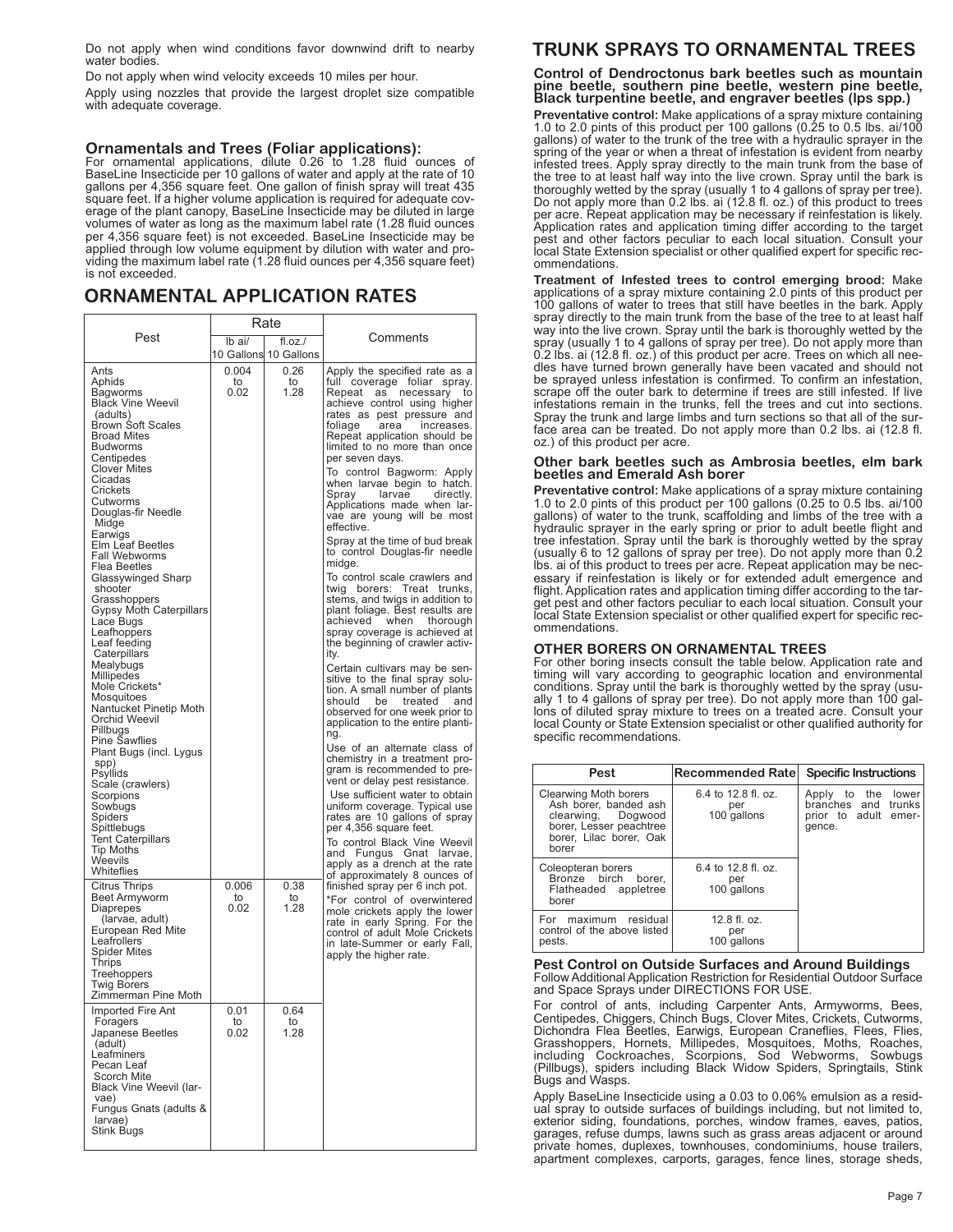Do not apply when wind conditions favor downwind drift to nearby water bodies.

Do not apply when wind velocity exceeds 10 miles per hour.

Apply using nozzles that provide the largest droplet size compatible with adequate coverage.

### Ornamentals and Trees (Foliar applications):

For ornamental applications, dilute 0.26 to 1.28 fluid ounces of BaseLine Insecticide per 10 gallons of water and apply at the rate of 10 gallons per 4,356 square feet. One gallon of finish spray will treat 435 square feet. If a higher volume application is required for adequate coverage of the plant canopy, BaseLine Insecticide may be diluted in large volumes of water as long as the maximum label rate (1.28 fluid ounces per 4,356 square feet) is not exceeded. BaseLine Insecticide may be applied through low volume equipment by dilution with water and providing the maximum label rate (1.28 fluid ounces per 4,356 square feet) is not exceeded.

## ORNAMENTAL APPLICATION RATES

| Pest | Rate | | Comments |
|---|---|---|---|
| | lb ai/ 10 Gallons | fl.oz./ 10 Gallons | |
| Ants, Aphids, Bagworms, Black Vine Weevil (adults), Brown Soft Scales, Broad Mites, Budworms, Centipedes, Clover Mites, Cicadas, Crickets, Cutworms, Douglas-fir Needle Midge, Earwigs, Elm Leaf Beetles, Fall Webworms, Flea Beetles, Glassywinged Sharp shooter, Grasshoppers, Gypsy Moth Caterpillars, Lace Bugs, Leafhoppers, Leaf feeding Caterpillars, Mealybugs, Millipedes, Mole Crickets*, Mosquitoes, Nantucket Pinetip Moth, Orchid Weevil, Pillbugs, Pine Sawflies, Plant Bugs (incl. Lygus spp), Psyllids, Scale (crawlers), Scorpions, Sowbugs, Spiders, Spittlebugs, Tent Caterpillars, Tip Moths, Weevils, Whiteflies | 0.004 to 0.02 | 0.26 to 1.28 | Apply the specified rate as a full coverage foliar spray. Repeat as necessary to achieve control using higher rates as pest pressure and foliage area increases. Repeat application should be limited to no more than once per seven days.<br>To control Bagworm: Apply when larvae begin to hatch. Spray larvae directly. Applications made when larvae are young will be most effective.<br>Spray at the time of bud break to control Douglas-fir needle midge.<br>To control scale crawlers and twig borers: Treat trunks, stems, and twigs in addition to plant foliage. Best results are achieved when thorough spray coverage is achieved at the beginning of crawler activity.<br>Certain cultivars may be sensitive to the final spray solution. A small number of plants should be treated and observed for one week prior to application to the entire planting.<br>Use of an alternate class of chemistry in a treatment program is recommended to prevent or delay pest resistance.<br>Use sufficient water to obtain uniform coverage. Typical use rates are 10 gallons of spray per 4,356 square feet.<br>To control Black Vine Weevil and Fungus Gnat larvae, apply as a drench at the rate of approximately 8 ounces of finished spray per 6 inch pot.<br>*For control of overwintered mole crickets apply the lower rate in early Spring. For the control of adult Mole Crickets in late-Summer or early Fall, apply the higher rate. |
| Citrus Thrips, Beet Armyworm, Diaprepes (larvae, adult), European Red Mite, Leafrollers, Spider Mites, Thrips, Treehoppers, Twig Borers, Zimmerman Pine Moth | 0.006 to 0.02 | 0.38 to 1.28 | |
| Imported Fire Ant Foragers, Japanese Beetles (adult), Leafminers, Pecan Leaf Scorch Mite, Black Vine Weevil (larvae), Fungus Gnats (adults & larvae), Stink Bugs | 0.01 to 0.02 | 0.64 to 1.28 | |

## TRUNK SPRAYS TO ORNAMENTAL TREES

### Control of Dendroctonus bark beetles such as mountain pine beetle, southern pine beetle, western pine beetle, Black turpentine beetle, and engraver beetles (Ips spp.)

**Preventative control:** Make applications of a spray mixture containing 1.0 to 2.0 pints of this product per 100 gallons (0.25 to 0.5 lbs. ai/100 gallons) of water to the trunk of the tree with a hydraulic sprayer in the spring of the year or when a threat of infestation is evident from nearby infested trees. Apply spray directly to the main trunk from the base of the tree to at least half way into the live crown. Spray until the bark is thoroughly wetted by the spray (usually 1 to 4 gallons of spray per tree). Do not apply more than 0.2 lbs. ai (12.8 fl. oz.) of this product to trees per acre. Repeat application may be necessary if reinfestation is likely. Application rates and application timing differ according to the target pest and other factors peculiar to each local situation. Consult your local State Extension specialist or other qualified expert for specific recommendations.

**Treatment of Infested trees to control emerging brood:** Make applications of a spray mixture containing 2.0 pints of this product per 100 gallons of water to trees that still have beetles in the bark. Apply spray directly to the main trunk from the base of the tree to at least half way into the live crown. Spray until the bark is thoroughly wetted by the spray (usually 1 to 4 gallons of spray per tree). Do not apply more than 0.2 lbs. ai (12.8 fl. oz.) of this product per acre. Trees on which all needles have turned brown generally have been vacated and should not be sprayed unless infestation is confirmed. To confirm an infestation, scrape off the outer bark to determine if trees are still infested. If live infestations remain in the trunks, fell the trees and cut into sections. Spray the trunk and large limbs and turn sections so that all of the surface area can be treated. Do not apply more than 0.2 lbs. ai (12.8 fl. oz.) of this product per acre.

### Other bark beetles such as Ambrosia beetles, elm bark beetles and Emerald Ash borer

**Preventative control:** Make applications of a spray mixture containing 1.0 to 2.0 pints of this product per 100 gallons (0.25 to 0.5 lbs. ai/100 gallons) of water to the trunk, scaffolding and limbs of the tree with a hydraulic sprayer in the early spring or prior to adult beetle flight and tree infestation. Spray until the bark is thoroughly wetted by the spray (usually 6 to 12 gallons of spray per tree). Do not apply more than 0.2 lbs. ai of this product to trees per acre. Repeat application may be necessary if reinfestation is likely or for extended adult emergence and flight. Application rates and application timing differ according to the target pest and other factors peculiar to each local situation. Consult your local State Extension specialist or other qualified expert for specific recommendations.

### OTHER BORERS ON ORNAMENTAL TREES

For other boring insects consult the table below. Application rate and timing will vary according to geographic location and environmental conditions. Spray until the bark is thoroughly wetted by the spray (usually 1 to 4 gallons of spray per tree). Do not apply more than 100 gallons of diluted spray mixture to trees on a treated acre. Consult your local County or State Extension specialist or other qualified authority for specific recommendations.

| Pest | Recommended Rate | Specific Instructions |
|---|---|---|
| Clearwing Moth borers: Ash borer, banded ash clearwing, Dogwood borer, Lesser peachtree borer, Lilac borer, Oak borer | 6.4 to 12.8 fl. oz. per 100 gallons | Apply to the lower branches and trunks prior to adult emergence. |
| Coleopteran borers: Bronze birch borer, Flatheaded appletree borer | 6.4 to 12.8 fl. oz. per 100 gallons | |
| For maximum residual control of the above listed pests. | 12.8 fl. oz. per 100 gallons | |

### Pest Control on Outside Surfaces and Around Buildings

Follow Additional Application Restriction for Residential Outdoor Surface and Space Sprays under DIRECTIONS FOR USE.

For control of ants, including Carpenter Ants, Armyworms, Bees, Centipedes, Chiggers, Chinch Bugs, Clover Mites, Crickets, Cutworms, Dichondra Flea Beetles, Earwigs, European Craneflies, Flees, Flies, Grasshoppers, Hornets, Millipedes, Mosquitoes, Moths, Roaches, including Cockroaches, Scorpions, Sod Webworms, Sowbugs (Pillbugs), spiders including Black Widow Spiders, Springtails, Stink Bugs and Wasps.

Apply BaseLine Insecticide using a 0.03 to 0.06% emulsion as a residual spray to outside surfaces of buildings including, but not limited to, exterior siding, foundations, porches, window frames, eaves, patios, garages, refuse dumps, lawns such as grass areas adjacent or around private homes, duplexes, townhouses, condominiums, house trailers, apartment complexes, carports, garages, fence lines, storage sheds,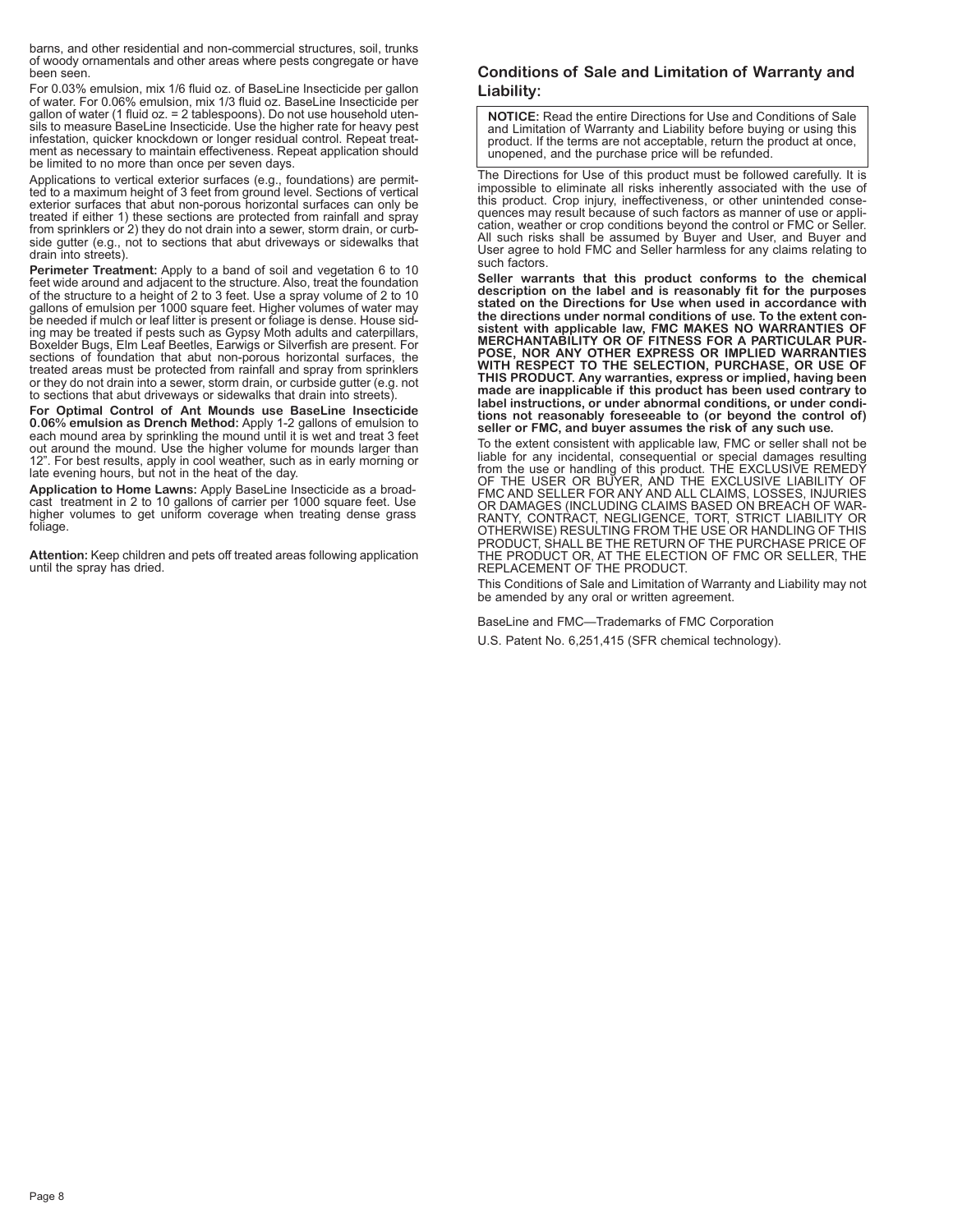barns, and other residential and non-commercial structures, soil, trunks of woody ornamentals and other areas where pests congregate or have been seen.

For 0.03% emulsion, mix 1/6 fluid oz. of BaseLine Insecticide per gallon of water. For 0.06% emulsion, mix 1/3 fluid oz. BaseLine Insecticide per gallon of water (1 fluid oz. = 2 tablespoons). Do not use household utensils to measure BaseLine Insecticide. Use the higher rate for heavy pest infestation, quicker knockdown or longer residual control. Repeat treatment as necessary to maintain effectiveness. Repeat application should be limited to no more than once per seven days.

Applications to vertical exterior surfaces (e.g., foundations) are permitted to a maximum height of 3 feet from ground level. Sections of vertical exterior surfaces that abut non-porous horizontal surfaces can only be treated if either 1) these sections are protected from rainfall and spray from sprinklers or 2) they do not drain into a sewer, storm drain, or curbside gutter (e.g., not to sections that abut driveways or sidewalks that drain into streets).

**Perimeter Treatment:** Apply to a band of soil and vegetation 6 to 10 feet wide around and adjacent to the structure. Also, treat the foundation of the structure to a height of 2 to 3 feet. Use a spray volume of 2 to 10 gallons of emulsion per 1000 square feet. Higher volumes of water may be needed if mulch or leaf litter is present or foliage is dense. House siding may be treated if pests such as Gypsy Moth adults and caterpillars, Boxelder Bugs, Elm Leaf Beetles, Earwigs or Silverfish are present. For sections of foundation that abut non-porous horizontal surfaces, the treated areas must be protected from rainfall and spray from sprinklers or they do not drain into a sewer, storm drain, or curbside gutter (e.g. not to sections that abut driveways or sidewalks that drain into streets).

**For Optimal Control of Ant Mounds use BaseLine Insecticide 0.06% emulsion as Drench Method:** Apply 1-2 gallons of emulsion to each mound area by sprinkling the mound until it is wet and treat 3 feet out around the mound. Use the higher volume for mounds larger than 12". For best results, apply in cool weather, such as in early morning or late evening hours, but not in the heat of the day.

**Application to Home Lawns:** Apply BaseLine Insecticide as a broadcast treatment in 2 to 10 gallons of carrier per 1000 square feet. Use higher volumes to get uniform coverage when treating dense grass foliage.

**Attention:** Keep children and pets off treated areas following application until the spray has dried.

## Conditions of Sale and Limitation of Warranty and Liability:

**NOTICE:** Read the entire Directions for Use and Conditions of Sale and Limitation of Warranty and Liability before buying or using this product. If the terms are not acceptable, return the product at once, unopened, and the purchase price will be refunded.

The Directions for Use of this product must be followed carefully. It is impossible to eliminate all risks inherently associated with the use of this product. Crop injury, ineffectiveness, or other unintended consequences may result because of such factors as manner of use or application, weather or crop conditions beyond the control or FMC or Seller. All such risks shall be assumed by Buyer and User, and Buyer and User agree to hold FMC and Seller harmless for any claims relating to such factors.

**Seller warrants that this product conforms to the chemical description on the label and is reasonably fit for the purposes stated on the Directions for Use when used in accordance with the directions under normal conditions of use. To the extent consistent with applicable law, FMC MAKES NO WARRANTIES OF MERCHANTABILITY OR OF FITNESS FOR A PARTICULAR PURPOSE, NOR ANY OTHER EXPRESS OR IMPLIED WARRANTIES WITH RESPECT TO THE SELECTION, PURCHASE, OR USE OF THIS PRODUCT. Any warranties, express or implied, having been made are inapplicable if this product has been used contrary to label instructions, or under abnormal conditions, or under conditions not reasonably foreseeable to (or beyond the control of) seller or FMC, and buyer assumes the risk of any such use.**

To the extent consistent with applicable law, FMC or seller shall not be liable for any incidental, consequential or special damages resulting from the use or handling of this product. THE EXCLUSIVE REMEDY OF THE USER OR BUYER, AND THE EXCLUSIVE LIABILITY OF FMC AND SELLER FOR ANY AND ALL CLAIMS, LOSSES, INJURIES OR DAMAGES (INCLUDING CLAIMS BASED ON BREACH OF WARRANTY, CONTRACT, NEGLIGENCE, TORT, STRICT LIABILITY OR OTHERWISE) RESULTING FROM THE USE OR HANDLING OF THIS PRODUCT, SHALL BE THE RETURN OF THE PURCHASE PRICE OF THE PRODUCT OR, AT THE ELECTION OF FMC OR SELLER, THE REPLACEMENT OF THE PRODUCT.

This Conditions of Sale and Limitation of Warranty and Liability may not be amended by any oral or written agreement.

BaseLine and FMC—Trademarks of FMC Corporation

U.S. Patent No. 6,251,415 (SFR chemical technology).